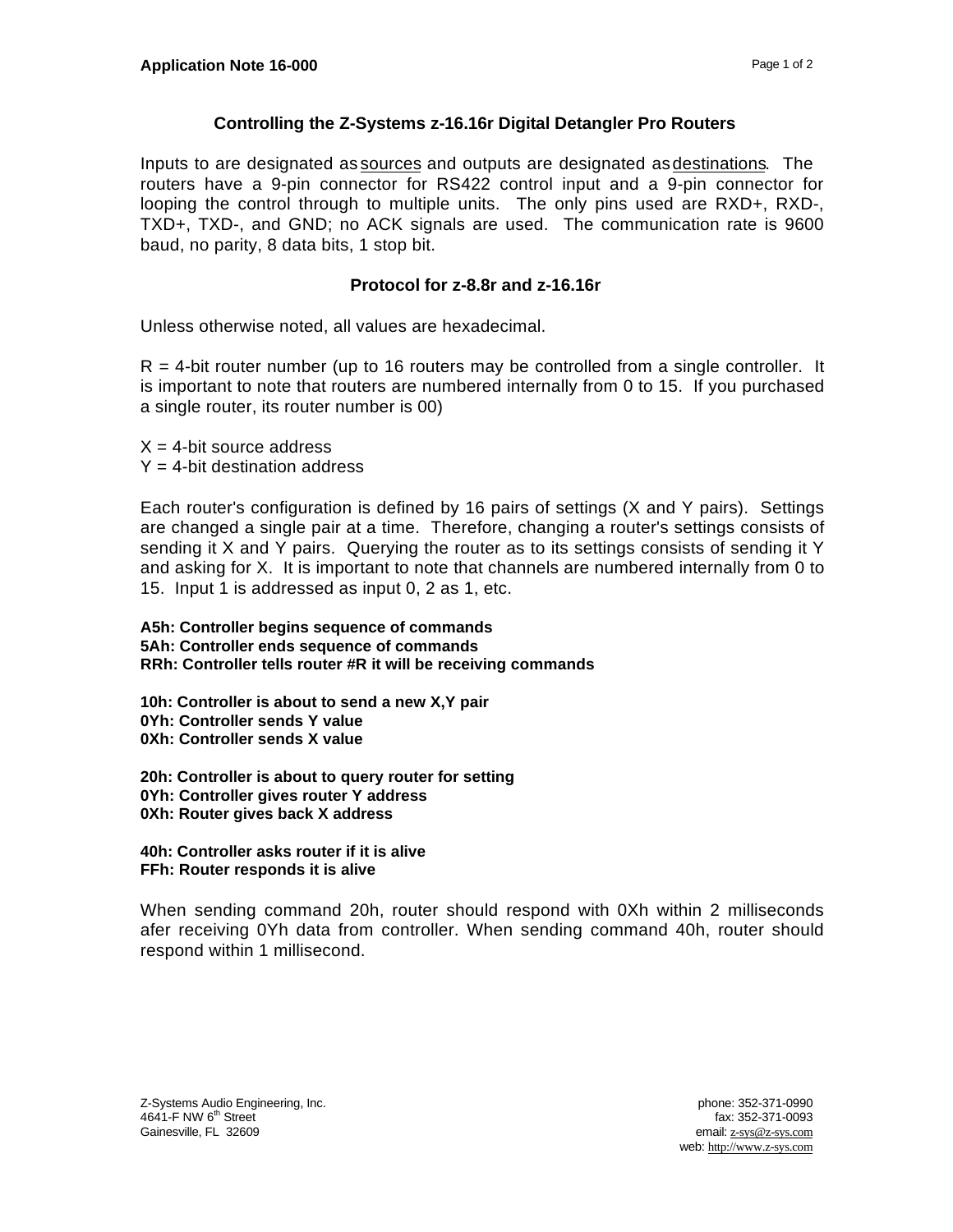**Application Note 16-000**

## Controlling the Z-Systems z-16.16r Digital Detangler Pro Routers

Inputs to are designated as sources and outputs are designated as destinations. The routers have a 9-pin connector for RS422 control input and a 9-pin connector for looping the control through to multiple units. The only pins used are RXD+, RXD-, TXD+, TXD-, and GND; no ACK signals are used. The communication rate is 9600 baud, no parity, 8 data bits, 1 stop bit.

### Protocol for z-8.8r and z-16.16r

Unless otherwise noted, all values are hexadecimal.

R = 4-bit router number (up to 16 routers may be controlled from a single controller. It is important to note that routers are numbered internally from 0 to 15. If you purchased a single router, its router number is 00)

X = 4-bit source address
Y = 4-bit destination address

Each router's configuration is defined by 16 pairs of settings (X and Y pairs). Settings are changed a single pair at a time. Therefore, changing a router's settings consists of sending it X and Y pairs. Querying the router as to its settings consists of sending it Y and asking for X. It is important to note that channels are numbered internally from 0 to 15. Input 1 is addressed as input 0, 2 as 1, etc.

**A5h: Controller begins sequence of commands**
**5Ah: Controller ends sequence of commands**
**RRh: Controller tells router #R it will be receiving commands**

**10h: Controller is about to send a new X,Y pair**
**0Yh: Controller sends Y value**
**0Xh: Controller sends X value**

**20h: Controller is about to query router for setting**
**0Yh: Controller gives router Y address**
**0Xh: Router gives back X address**

**40h: Controller asks router if it is alive**
**FFh: Router responds it is alive**

When sending command 20h, router should respond with 0Xh within 2 milliseconds afer receiving 0Yh data from controller. When sending command 40h, router should respond within 1 millisecond.

Z-Systems Audio Engineering, Inc.
4641-F NW 6th Street
Gainesville, FL 32609

phone: 352-371-0990
fax: 352-371-0093
email: z-sys@z-sys.com
web: http://www.z-sys.com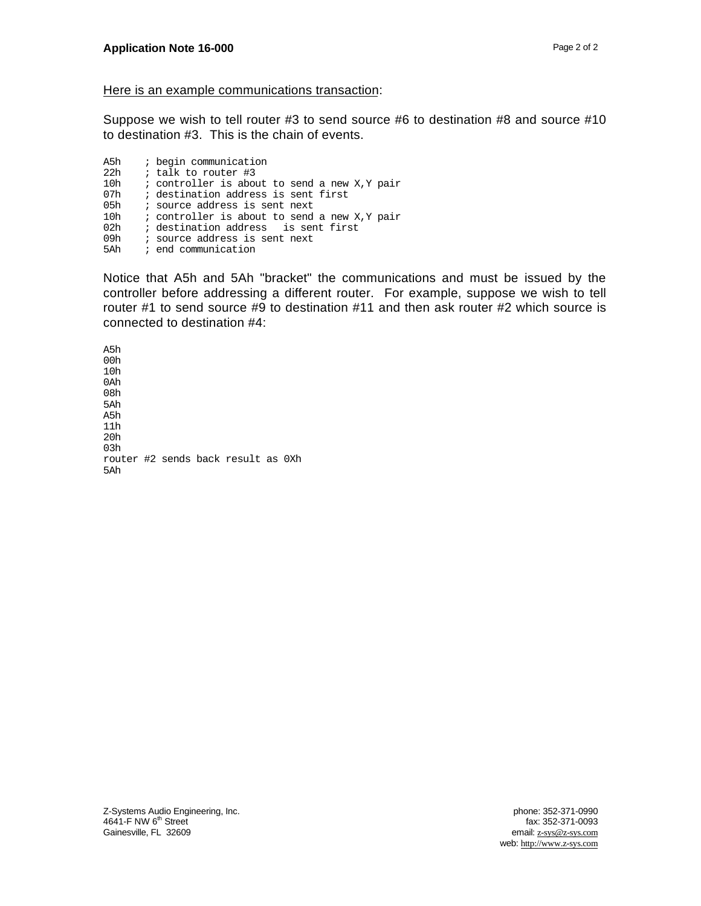Here is an example communications transaction:

Suppose we wish to tell router #3 to send source #6 to destination #8 and source #10 to destination #3. This is the chain of events.

```
A5h    ; begin communication
22h    ; talk to router #3
10h    ; controller is about to send a new X,Y pair
07h    ; destination address is sent first
05h    ; source address is sent next
10h    ; controller is about to send a new X,Y pair
02h    ; destination address   is sent first
09h    ; source address is sent next
5Ah    ; end communication
```

Notice that A5h and 5Ah "bracket" the communications and must be issued by the controller before addressing a different router. For example, suppose we wish to tell router #1 to send source #9 to destination #11 and then ask router #2 which source is connected to destination #4:

```
A5h
00h
10h
0Ah
08h
5Ah
A5h
11h
20h
03h
router #2 sends back result as 0Xh
5Ah
```

Z-Systems Audio Engineering, Inc.
4641-F NW 6th Street
Gainesville, FL 32609

phone: 352-371-0990
fax: 352-371-0093
email: z-sys@z-sys.com
web: http://www.z-sys.com